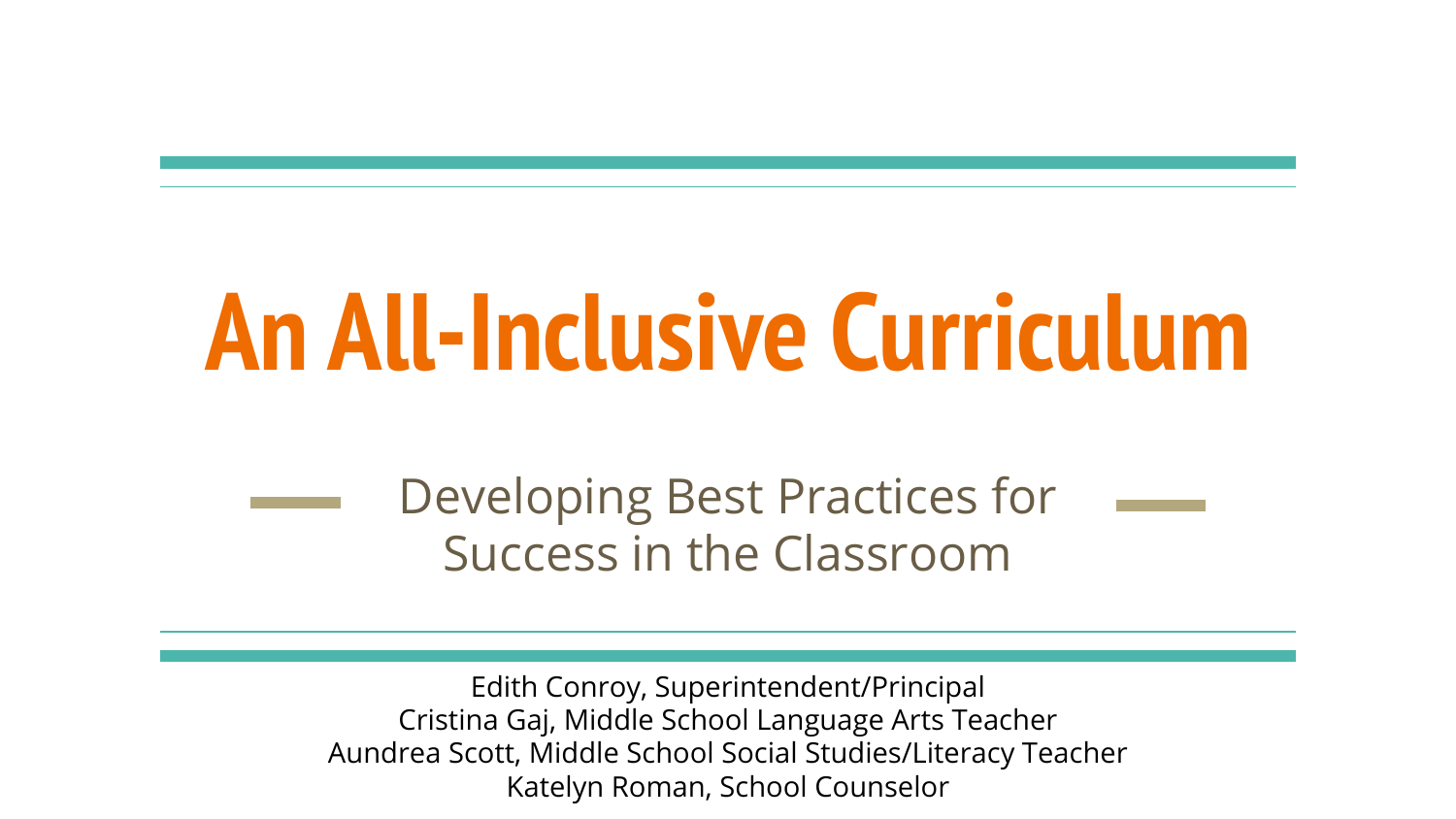# An All-Inclusive Curriculum

## Developing Best Practices for Success in the Classroom

Edith Conroy, Superintendent/Principal
Cristina Gaj, Middle School Language Arts Teacher
Aundrea Scott, Middle School Social Studies/Literacy Teacher
Katelyn Roman, School Counselor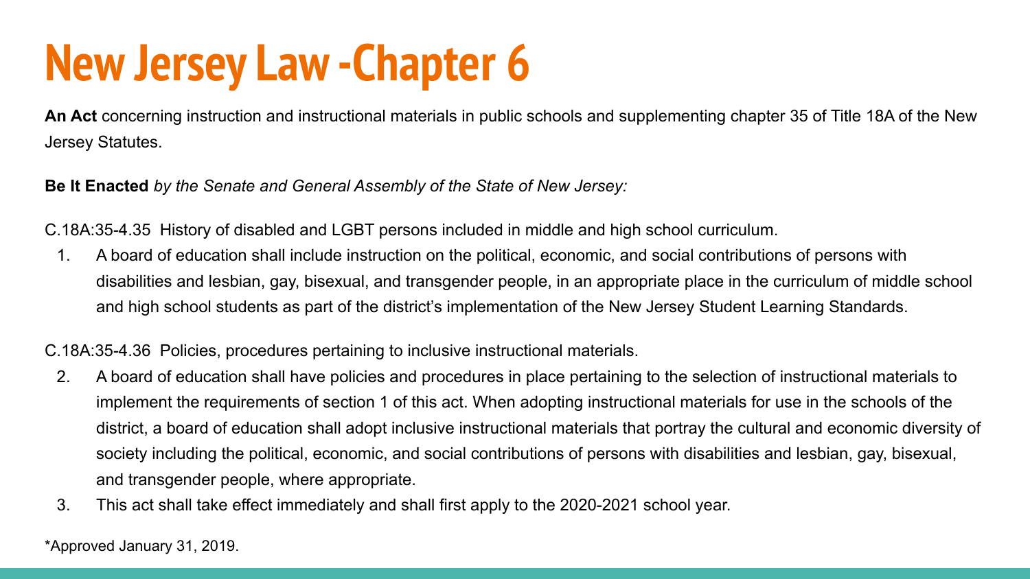# New Jersey Law -Chapter 6

**An Act** concerning instruction and instructional materials in public schools and supplementing chapter 35 of Title 18A of the New Jersey Statutes.

**Be It Enacted** *by the Senate and General Assembly of the State of New Jersey:*

C.18A:35-4.35 History of disabled and LGBT persons included in middle and high school curriculum.

1. A board of education shall include instruction on the political, economic, and social contributions of persons with disabilities and lesbian, gay, bisexual, and transgender people, in an appropriate place in the curriculum of middle school and high school students as part of the district's implementation of the New Jersey Student Learning Standards.

C.18A:35-4.36 Policies, procedures pertaining to inclusive instructional materials.

2. A board of education shall have policies and procedures in place pertaining to the selection of instructional materials to implement the requirements of section 1 of this act. When adopting instructional materials for use in the schools of the district, a board of education shall adopt inclusive instructional materials that portray the cultural and economic diversity of society including the political, economic, and social contributions of persons with disabilities and lesbian, gay, bisexual, and transgender people, where appropriate.
3. This act shall take effect immediately and shall first apply to the 2020-2021 school year.

*Approved January 31, 2019.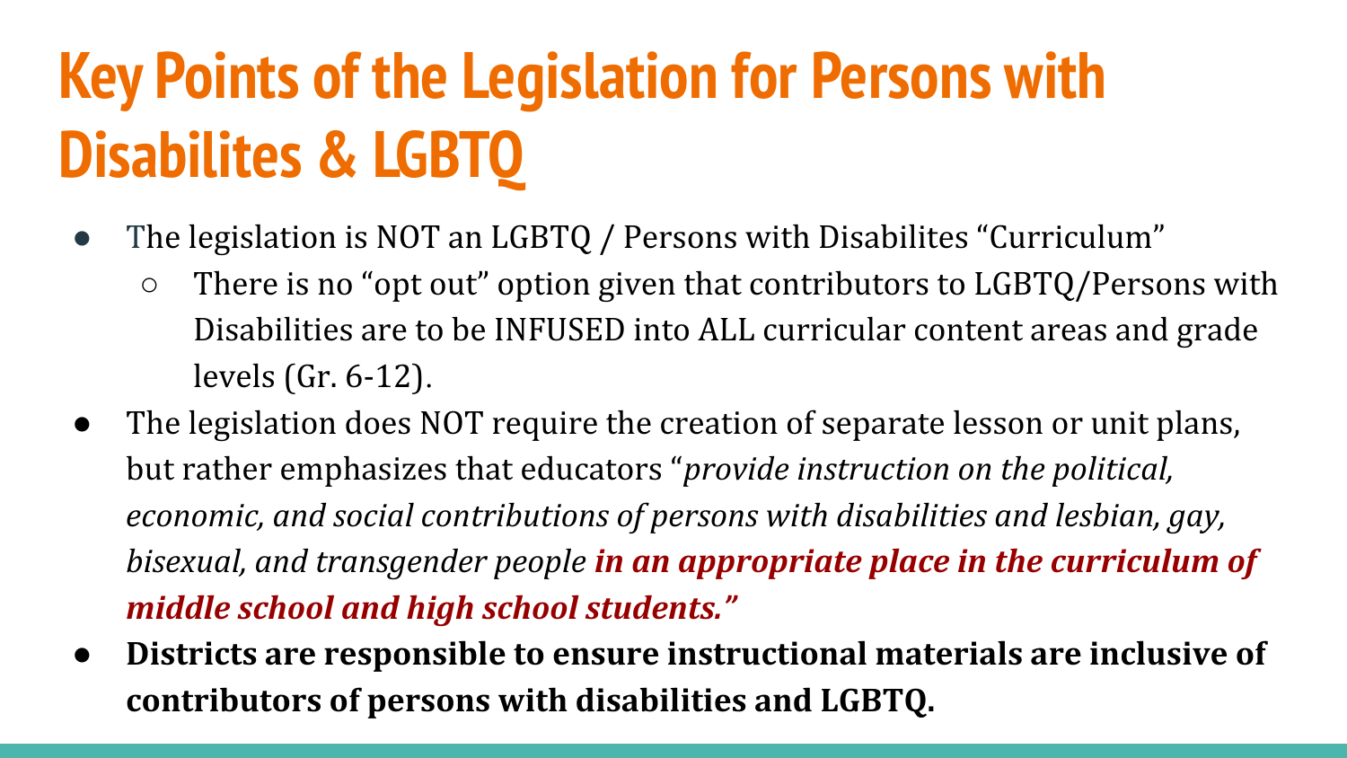# Key Points of the Legislation for Persons with Disabilites & LGBTQ

- The legislation is NOT an LGBTQ / Persons with Disabilites "Curriculum"
  - There is no "opt out" option given that contributors to LGBTQ/Persons with Disabilities are to be INFUSED into ALL curricular content areas and grade levels (Gr. 6-12).
- The legislation does NOT require the creation of separate lesson or unit plans, but rather emphasizes that educators "*provide instruction on the political, economic, and social contributions of persons with disabilities and lesbian, gay, bisexual, and transgender people* ***in an appropriate place in the curriculum of middle school and high school students."***
- **Districts are responsible to ensure instructional materials are inclusive of contributors of persons with disabilities and LGBTQ.**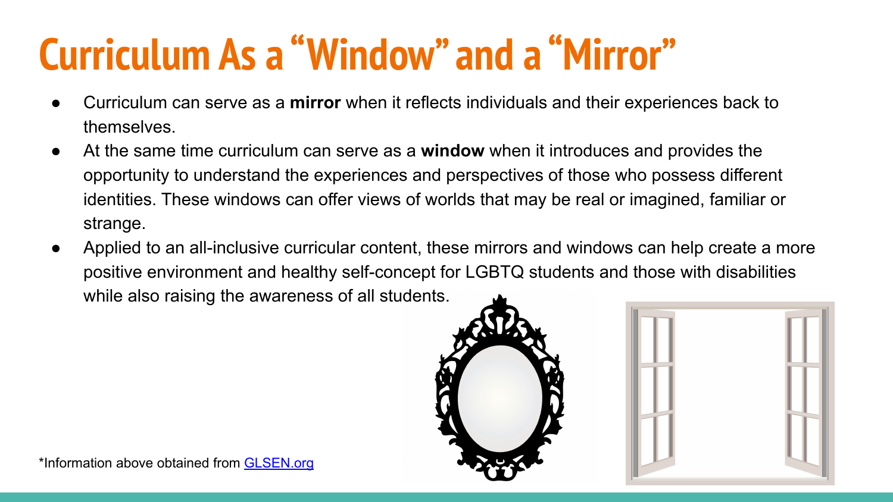# Curriculum As a “Window” and a “Mirror”

- Curriculum can serve as a **mirror** when it reflects individuals and their experiences back to themselves.
- At the same time curriculum can serve as a **window** when it introduces and provides the opportunity to understand the experiences and perspectives of those who possess different identities. These windows can offer views of worlds that may be real or imagined, familiar or strange.
- Applied to an all-inclusive curricular content, these mirrors and windows can help create a more positive environment and healthy self-concept for LGBTQ students and those with disabilities while also raising the awareness of all students.

*Information above obtained from [GLSEN.org](GLSEN.org)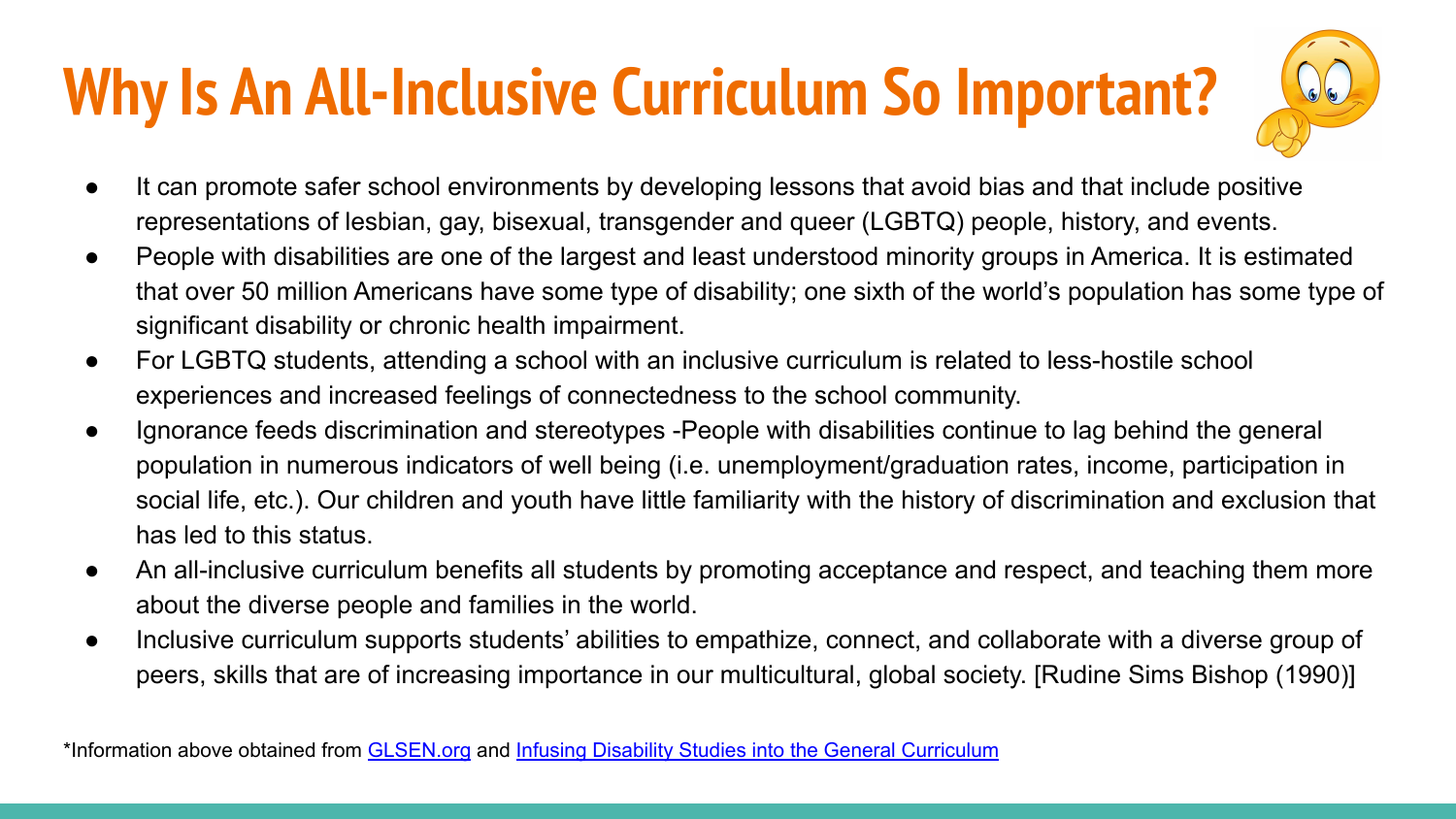# Why Is An All-Inclusive Curriculum So Important?

- It can promote safer school environments by developing lessons that avoid bias and that include positive representations of lesbian, gay, bisexual, transgender and queer (LGBTQ) people, history, and events.
- People with disabilities are one of the largest and least understood minority groups in America. It is estimated that over 50 million Americans have some type of disability; one sixth of the world's population has some type of significant disability or chronic health impairment.
- For LGBTQ students, attending a school with an inclusive curriculum is related to less-hostile school experiences and increased feelings of connectedness to the school community.
- Ignorance feeds discrimination and stereotypes -People with disabilities continue to lag behind the general population in numerous indicators of well being (i.e. unemployment/graduation rates, income, participation in social life, etc.). Our children and youth have little familiarity with the history of discrimination and exclusion that has led to this status.
- An all-inclusive curriculum benefits all students by promoting acceptance and respect, and teaching them more about the diverse people and families in the world.
- Inclusive curriculum supports students' abilities to empathize, connect, and collaborate with a diverse group of peers, skills that are of increasing importance in our multicultural, global society. [Rudine Sims Bishop (1990)]

*Information above obtained from GLSEN.org and Infusing Disability Studies into the General Curriculum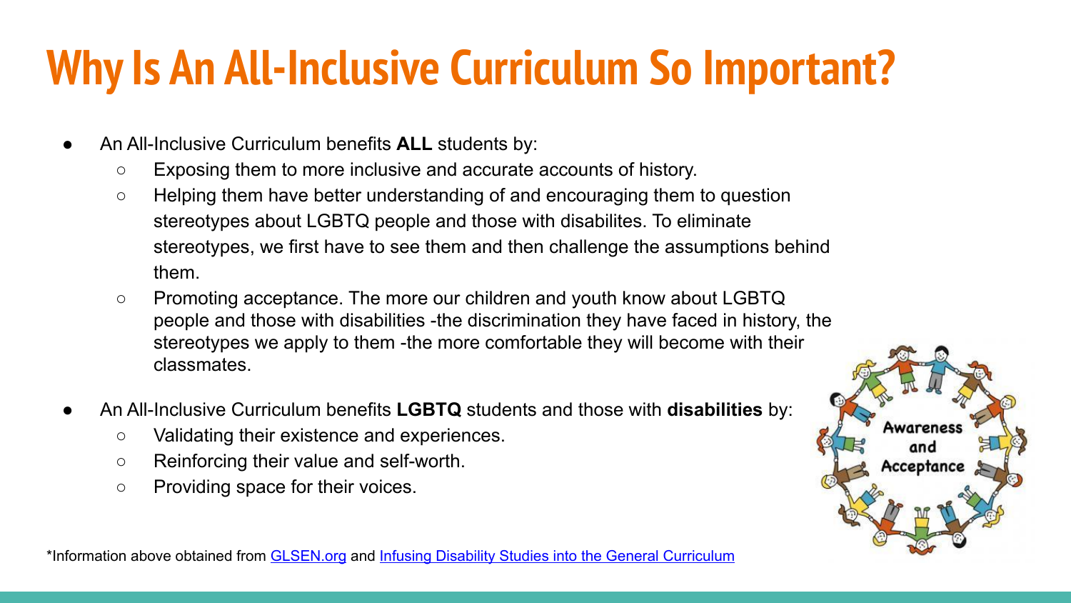# Why Is An All-Inclusive Curriculum So Important?

- An All-Inclusive Curriculum benefits **ALL** students by:
  - Exposing them to more inclusive and accurate accounts of history.
  - Helping them have better understanding of and encouraging them to question stereotypes about LGBTQ people and those with disabilites. To eliminate stereotypes, we first have to see them and then challenge the assumptions behind them.
  - Promoting acceptance. The more our children and youth know about LGBTQ people and those with disabilities -the discrimination they have faced in history, the stereotypes we apply to them -the more comfortable they will become with their classmates.

- An All-Inclusive Curriculum benefits **LGBTQ** students and those with **disabilities** by:
  - Validating their existence and experiences.
  - Reinforcing their value and self-worth.
  - Providing space for their voices.

*Information above obtained from GLSEN.org and Infusing Disability Studies into the General Curriculum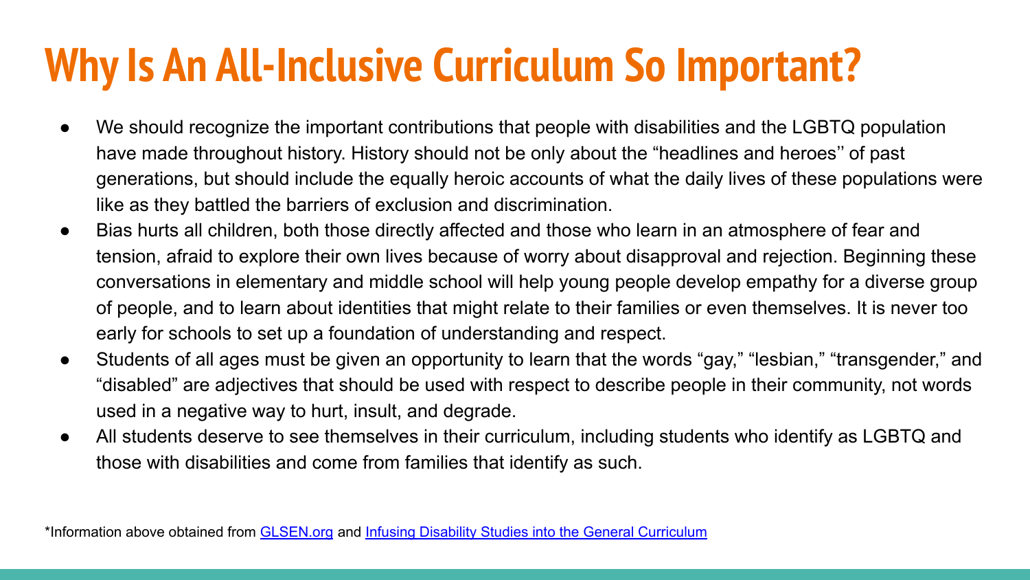# Why Is An All-Inclusive Curriculum So Important?

- We should recognize the important contributions that people with disabilities and the LGBTQ population have made throughout history. History should not be only about the "headlines and heroes'' of past generations, but should include the equally heroic accounts of what the daily lives of these populations were like as they battled the barriers of exclusion and discrimination.
- Bias hurts all children, both those directly affected and those who learn in an atmosphere of fear and tension, afraid to explore their own lives because of worry about disapproval and rejection. Beginning these conversations in elementary and middle school will help young people develop empathy for a diverse group of people, and to learn about identities that might relate to their families or even themselves. It is never too early for schools to set up a foundation of understanding and respect.
- Students of all ages must be given an opportunity to learn that the words "gay," "lesbian," "transgender," and "disabled" are adjectives that should be used with respect to describe people in their community, not words used in a negative way to hurt, insult, and degrade.
- All students deserve to see themselves in their curriculum, including students who identify as LGBTQ and those with disabilities and come from families that identify as such.

*Information above obtained from GLSEN.org and Infusing Disability Studies into the General Curriculum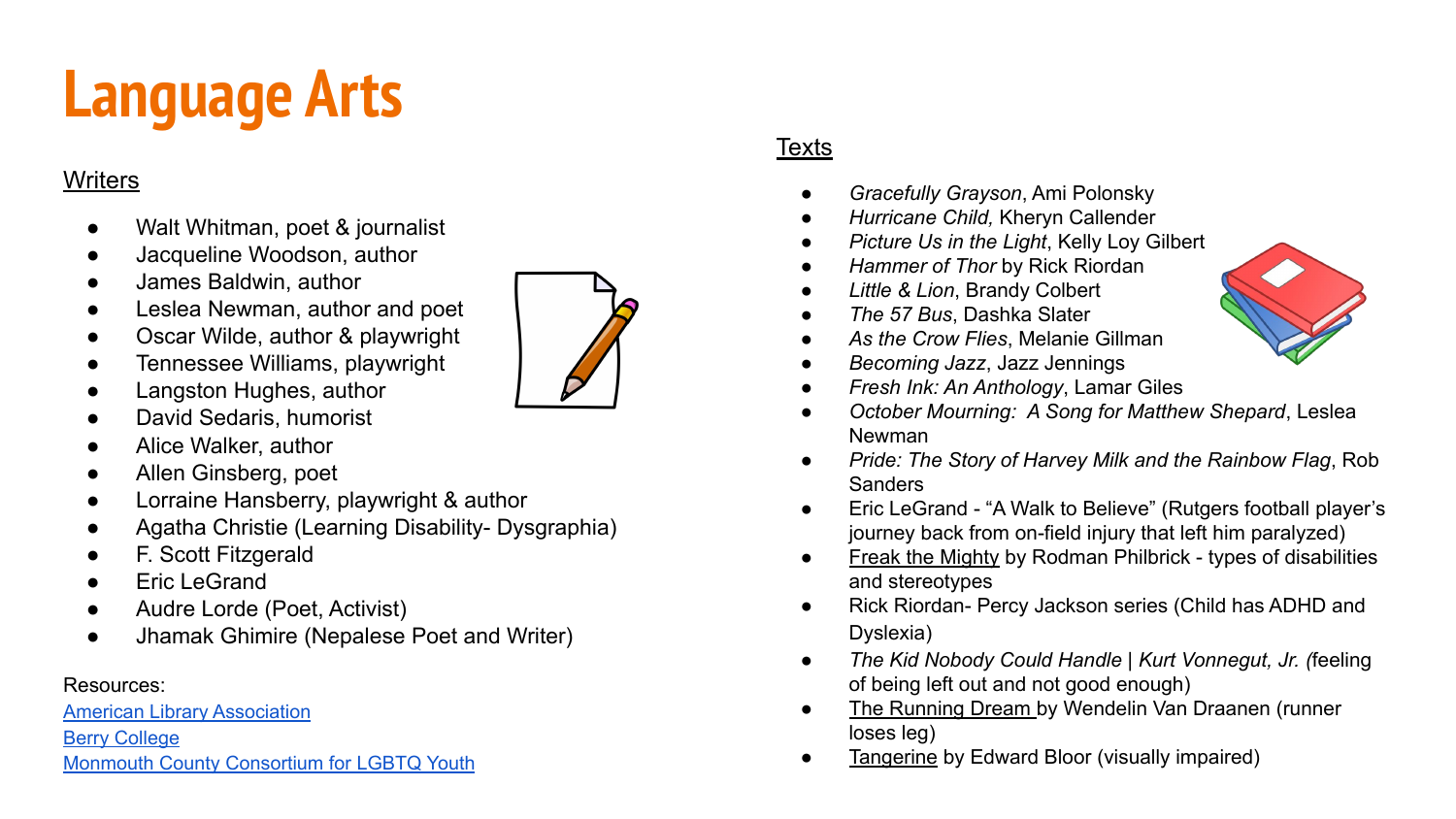# Language Arts

## Writers

- Walt Whitman, poet & journalist
- Jacqueline Woodson, author
- James Baldwin, author
- Leslea Newman, author and poet
- Oscar Wilde, author & playwright
- Tennessee Williams, playwright
- Langston Hughes, author
- David Sedaris, humorist
- Alice Walker, author
- Allen Ginsberg, poet
- Lorraine Hansberry, playwright & author
- Agatha Christie (Learning Disability- Dysgraphia)
- F. Scott Fitzgerald
- Eric LeGrand
- Audre Lorde (Poet, Activist)
- Jhamak Ghimire (Nepalese Poet and Writer)

Resources:

American Library Association

Berry College

Monmouth County Consortium for LGBTQ Youth

## Texts

- *Gracefully Grayson*, Ami Polonsky
- *Hurricane Child,* Kheryn Callender
- *Picture Us in the Light*, Kelly Loy Gilbert
- *Hammer of Thor* by Rick Riordan
- *Little & Lion*, Brandy Colbert
- *The 57 Bus*, Dashka Slater
- *As the Crow Flies*, Melanie Gillman
- *Becoming Jazz*, Jazz Jennings
- *Fresh Ink: An Anthology*, Lamar Giles
- *October Mourning: A Song for Matthew Shepard*, Leslea Newman
- *Pride: The Story of Harvey Milk and the Rainbow Flag*, Rob Sanders
- Eric LeGrand - "A Walk to Believe" (Rutgers football player's journey back from on-field injury that left him paralyzed)
- Freak the Mighty by Rodman Philbrick - types of disabilities and stereotypes
- Rick Riordan- Percy Jackson series (Child has ADHD and Dyslexia)
- *The Kid Nobody Could Handle | Kurt Vonnegut, Jr. (*feeling of being left out and not good enough)
- The Running Dream by Wendelin Van Draanen (runner loses leg)
- Tangerine by Edward Bloor (visually impaired)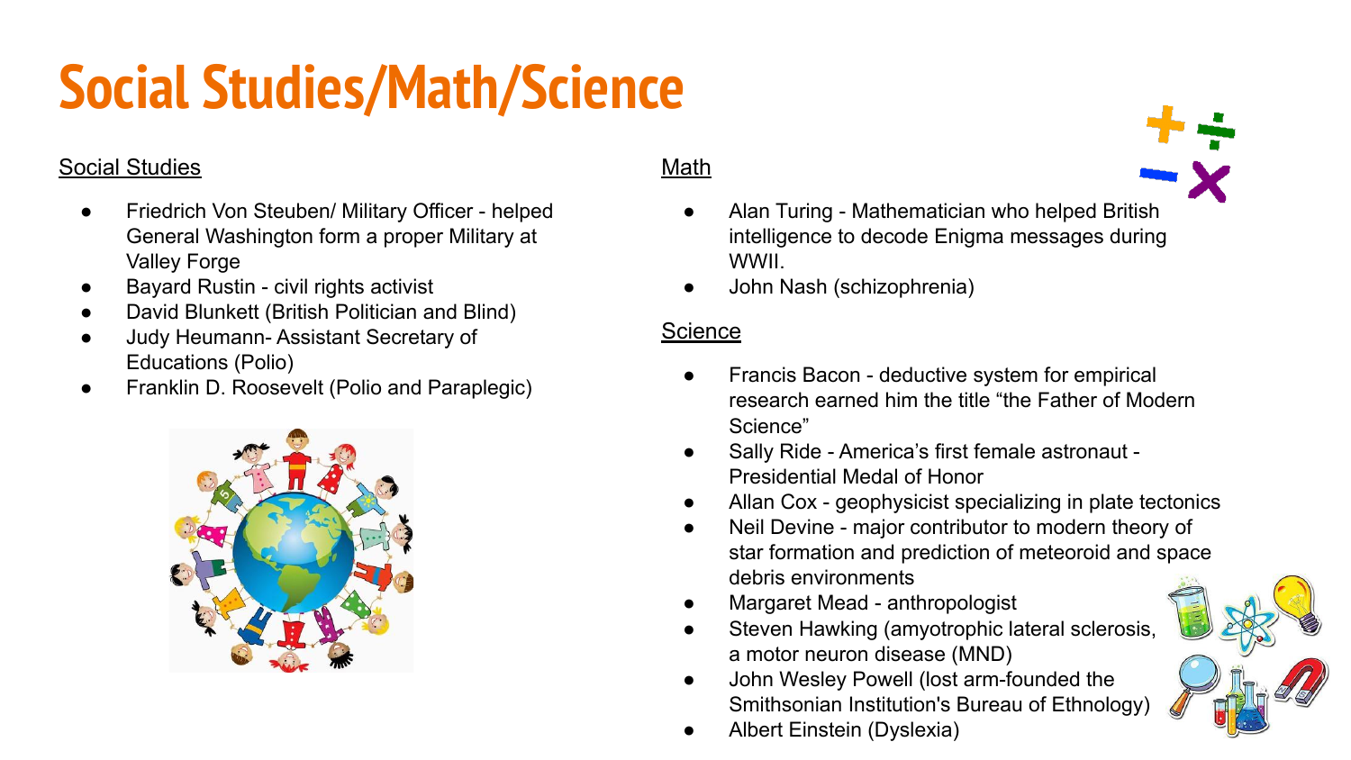# Social Studies/Math/Science

## Social Studies

- Friedrich Von Steuben/ Military Officer - helped General Washington form a proper Military at Valley Forge
- Bayard Rustin - civil rights activist
- David Blunkett (British Politician and Blind)
- Judy Heumann- Assistant Secretary of Educations (Polio)
- Franklin D. Roosevelt (Polio and Paraplegic)

## Math

- Alan Turing - Mathematician who helped British intelligence to decode Enigma messages during WWII.
- John Nash (schizophrenia)

## Science

- Francis Bacon - deductive system for empirical research earned him the title “the Father of Modern Science”
- Sally Ride - America’s first female astronaut - Presidential Medal of Honor
- Allan Cox - geophysicist specializing in plate tectonics
- Neil Devine - major contributor to modern theory of star formation and prediction of meteoroid and space debris environments
- Margaret Mead - anthropologist
- Steven Hawking (amyotrophic lateral sclerosis, a motor neuron disease (MND)
- John Wesley Powell (lost arm-founded the Smithsonian Institution's Bureau of Ethnology)
- Albert Einstein (Dyslexia)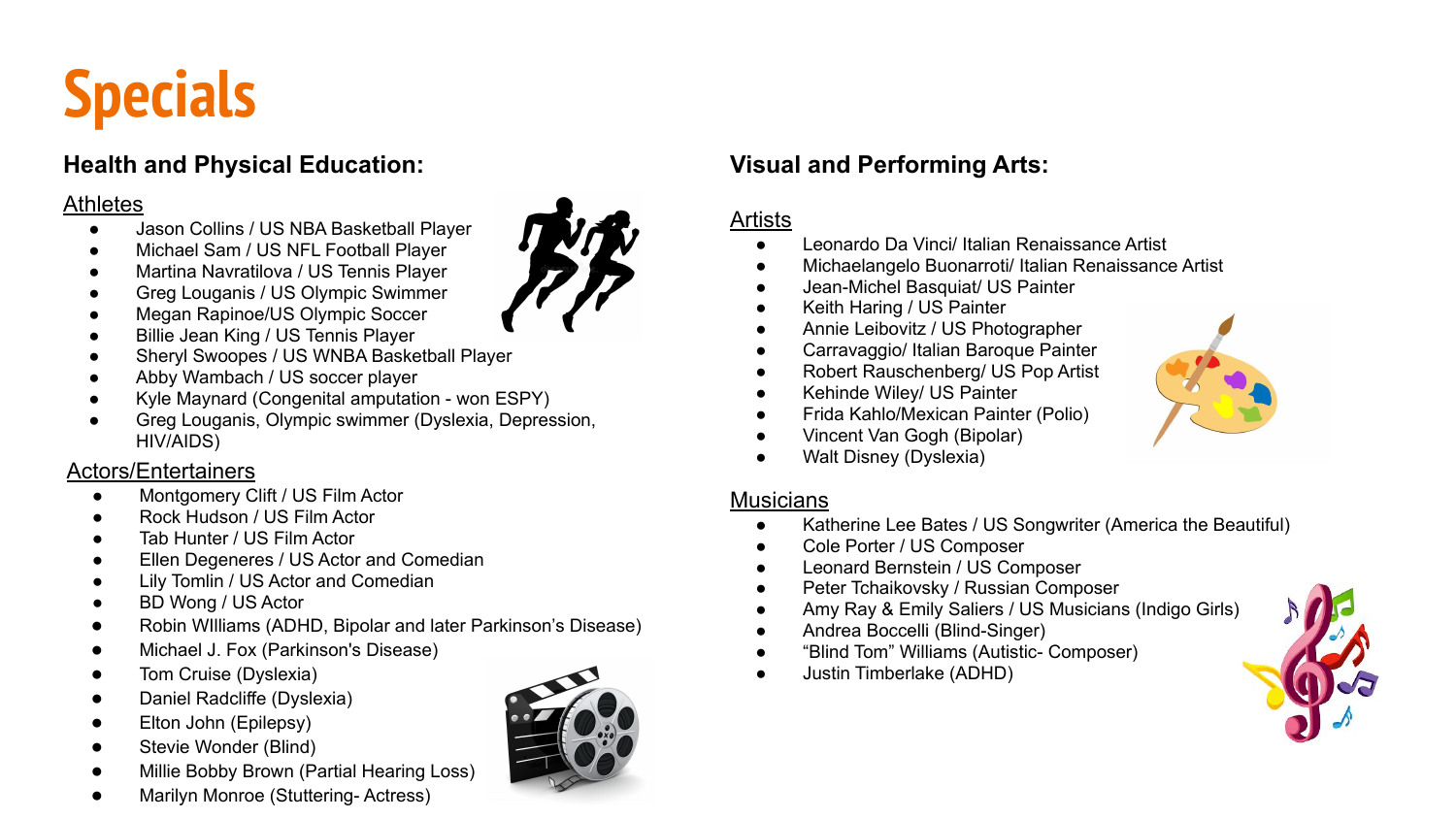# Specials

## Health and Physical Education:

### Athletes

- Jason Collins / US NBA Basketball Player
- Michael Sam / US NFL Football Player
- Martina Navratilova / US Tennis Player
- Greg Louganis / US Olympic Swimmer
- Megan Rapinoe/US Olympic Soccer
- Billie Jean King / US Tennis Player
- Sheryl Swoopes / US WNBA Basketball Player
- Abby Wambach / US soccer player
- Kyle Maynard (Congenital amputation - won ESPY)
- Greg Louganis, Olympic swimmer (Dyslexia, Depression, HIV/AIDS)

### Actors/Entertainers

- Montgomery Clift / US Film Actor
- Rock Hudson / US Film Actor
- Tab Hunter / US Film Actor
- Ellen Degeneres / US Actor and Comedian
- Lily Tomlin / US Actor and Comedian
- BD Wong / US Actor
- Robin WIlliams (ADHD, Bipolar and later Parkinson's Disease)
- Michael J. Fox (Parkinson's Disease)
- Tom Cruise (Dyslexia)
- Daniel Radcliffe (Dyslexia)
- Elton John (Epilepsy)
- Stevie Wonder (Blind)
- Millie Bobby Brown (Partial Hearing Loss)
- Marilyn Monroe (Stuttering- Actress)

## Visual and Performing Arts:

### Artists

- Leonardo Da Vinci/ Italian Renaissance Artist
- Michaelangelo Buonarroti/ Italian Renaissance Artist
- Jean-Michel Basquiat/ US Painter
- Keith Haring / US Painter
- Annie Leibovitz / US Photographer
- Carravaggio/ Italian Baroque Painter
- Robert Rauschenberg/ US Pop Artist
- Kehinde Wiley/ US Painter
- Frida Kahlo/Mexican Painter (Polio)
- Vincent Van Gogh (Bipolar)
- Walt Disney (Dyslexia)

### Musicians

- Katherine Lee Bates / US Songwriter (America the Beautiful)
- Cole Porter / US Composer
- Leonard Bernstein / US Composer
- Peter Tchaikovsky / Russian Composer
- Amy Ray & Emily Saliers / US Musicians (Indigo Girls)
- Andrea Boccelli (Blind-Singer)
- "Blind Tom" Williams (Autistic- Composer)
- Justin Timberlake (ADHD)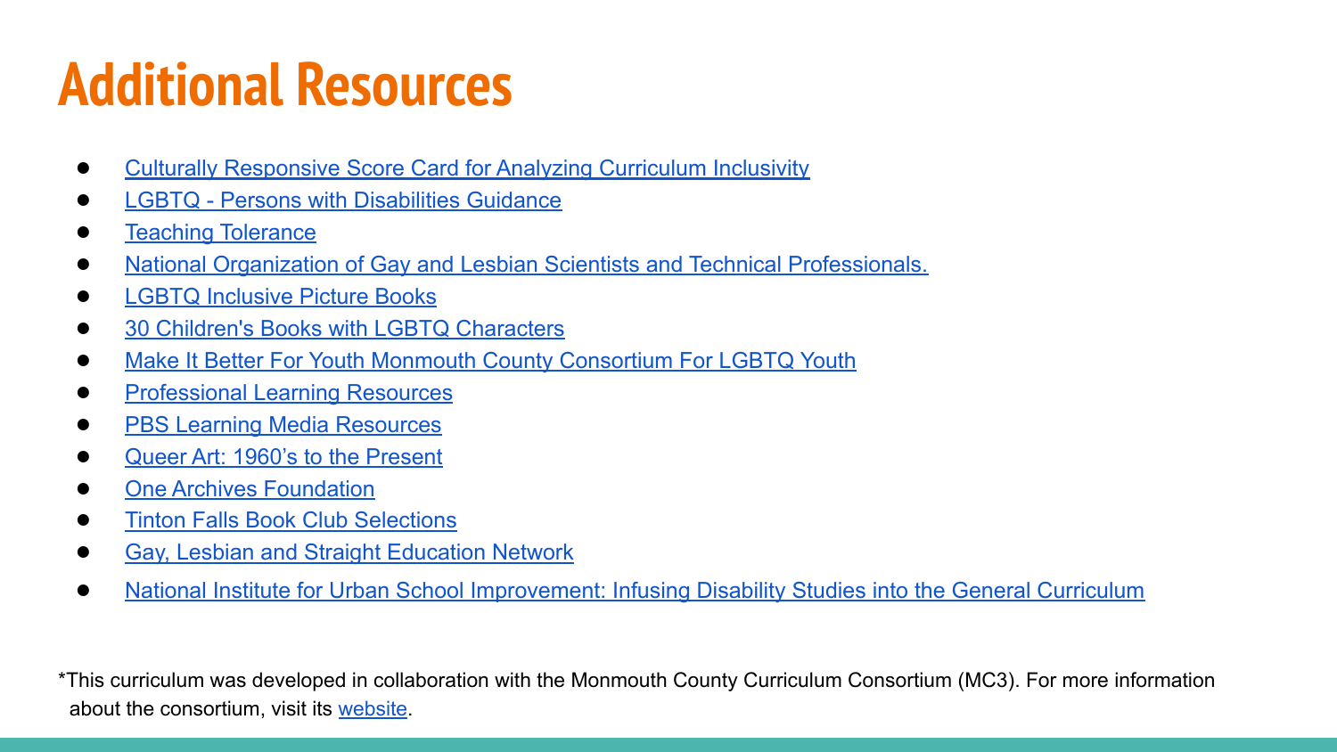# Additional Resources

- Culturally Responsive Score Card for Analyzing Curriculum Inclusivity
- LGBTQ - Persons with Disabilities Guidance
- Teaching Tolerance
- National Organization of Gay and Lesbian Scientists and Technical Professionals.
- LGBTQ Inclusive Picture Books
- 30 Children's Books with LGBTQ Characters
- Make It Better For Youth Monmouth County Consortium For LGBTQ Youth
- Professional Learning Resources
- PBS Learning Media Resources
- Queer Art: 1960's to the Present
- One Archives Foundation
- Tinton Falls Book Club Selections
- Gay, Lesbian and Straight Education Network
- National Institute for Urban School Improvement: Infusing Disability Studies into the General Curriculum

*This curriculum was developed in collaboration with the Monmouth County Curriculum Consortium (MC3). For more information about the consortium, visit its website.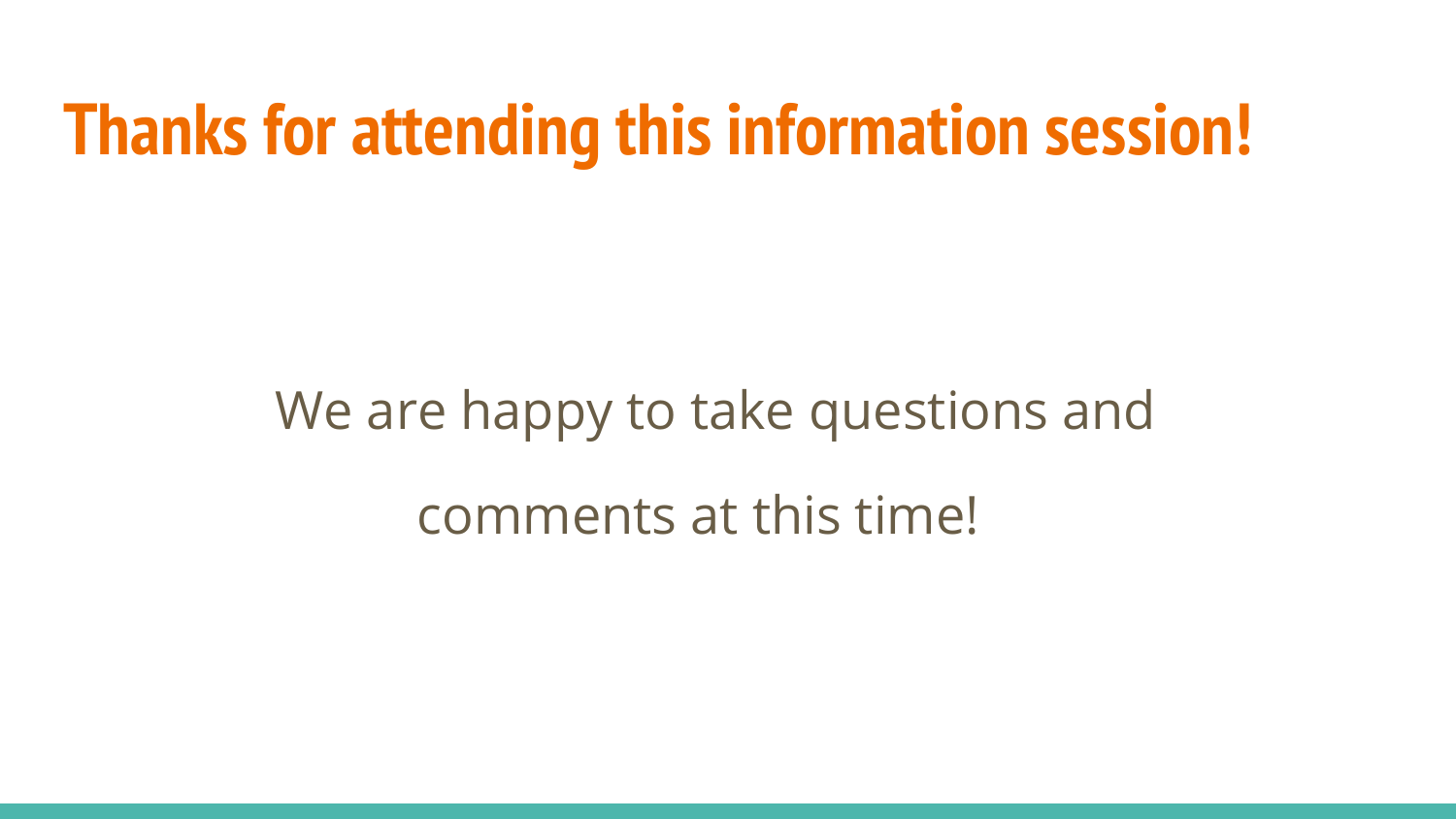# Thanks for attending this information session!

We are happy to take questions and comments at this time!